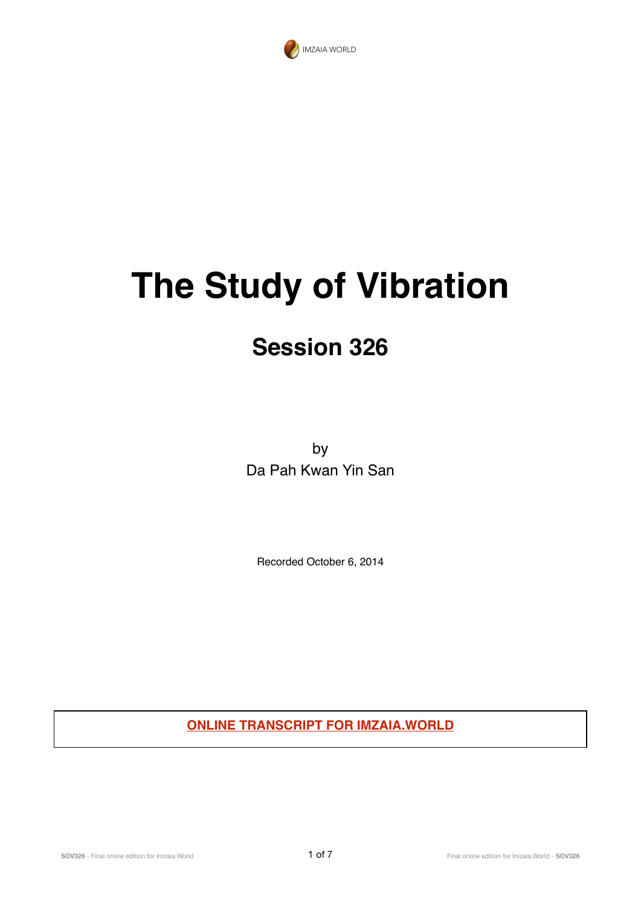IMZAIA WORLD

# The Study of Vibration

## Session 326

by
Da Pah Kwan Yin San

Recorded October 6, 2014

**ONLINE TRANSCRIPT FOR IMZAIA.WORLD**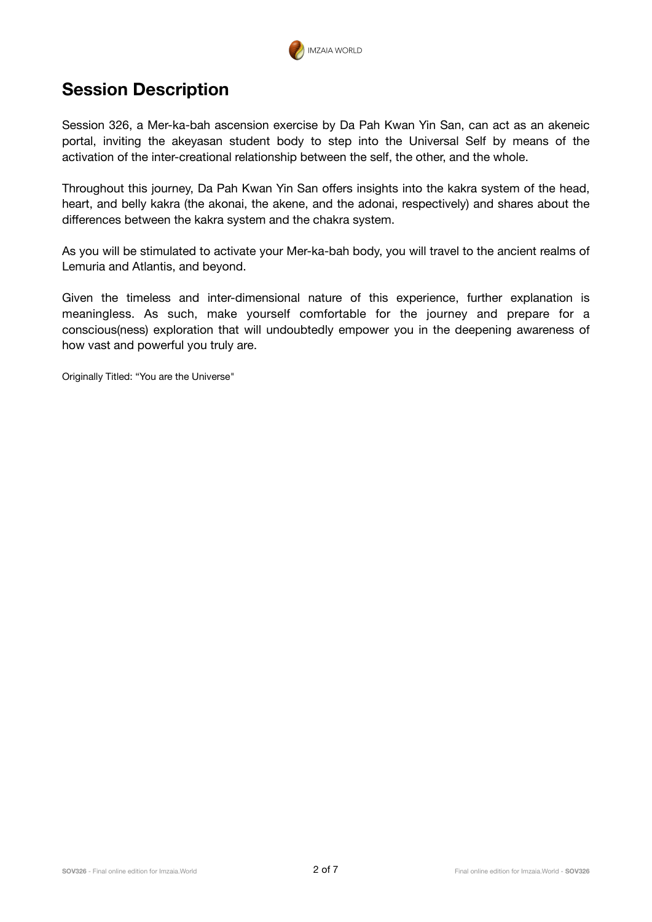## Session Description

Session 326, a Mer-ka-bah ascension exercise by Da Pah Kwan Yin San, can act as an akeneic portal, inviting the akeyasan student body to step into the Universal Self by means of the activation of the inter-creational relationship between the self, the other, and the whole.

Throughout this journey, Da Pah Kwan Yin San offers insights into the kakra system of the head, heart, and belly kakra (the akonai, the akene, and the adonai, respectively) and shares about the differences between the kakra system and the chakra system.

As you will be stimulated to activate your Mer-ka-bah body, you will travel to the ancient realms of Lemuria and Atlantis, and beyond.

Given the timeless and inter-dimensional nature of this experience, further explanation is meaningless. As such, make yourself comfortable for the journey and prepare for a conscious(ness) exploration that will undoubtedly empower you in the deepening awareness of how vast and powerful you truly are.

Originally Titled: "You are the Universe"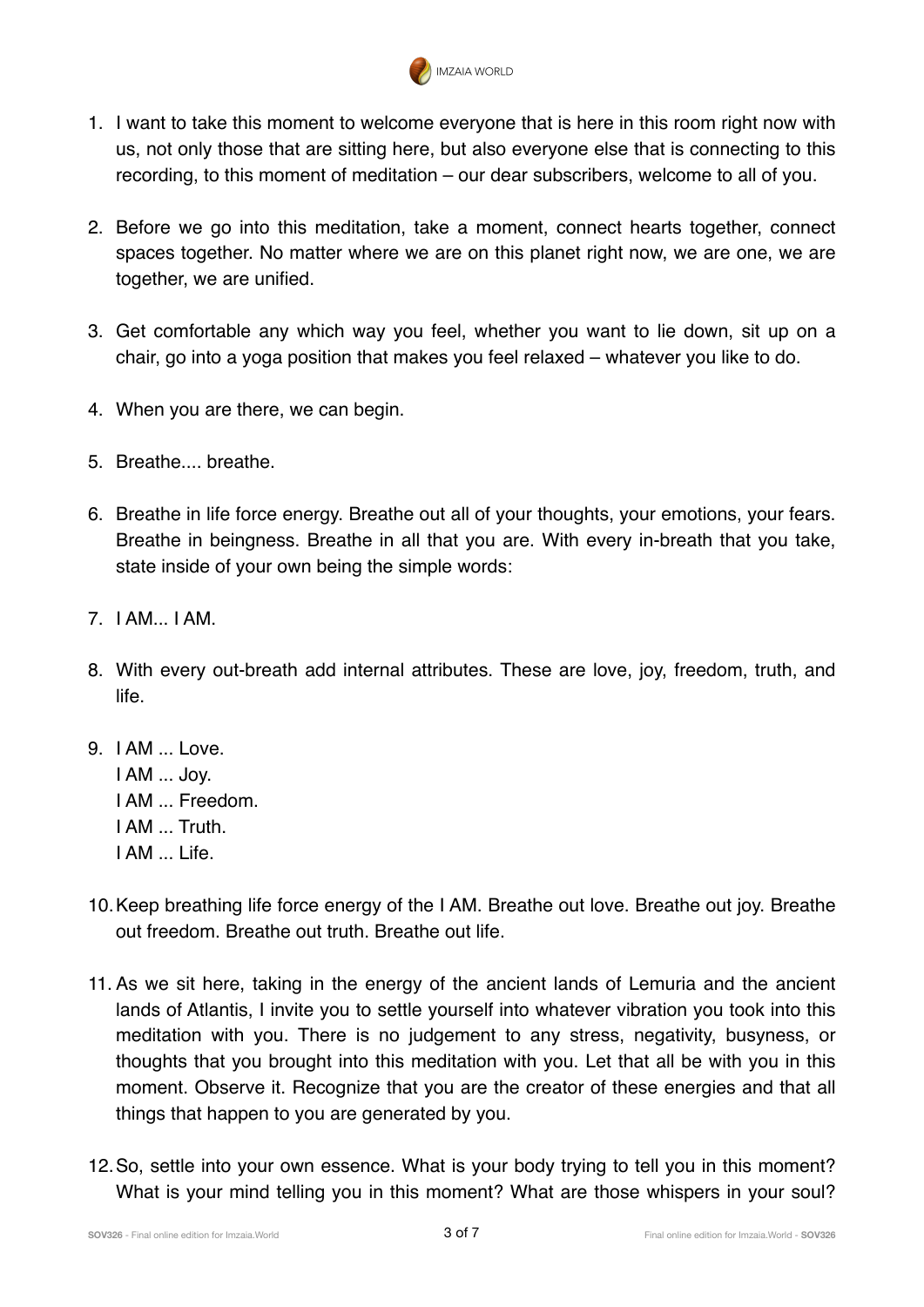1. I want to take this moment to welcome everyone that is here in this room right now with us, not only those that are sitting here, but also everyone else that is connecting to this recording, to this moment of meditation – our dear subscribers, welcome to all of you.

2. Before we go into this meditation, take a moment, connect hearts together, connect spaces together. No matter where we are on this planet right now, we are one, we are together, we are unified.

3. Get comfortable any which way you feel, whether you want to lie down, sit up on a chair, go into a yoga position that makes you feel relaxed – whatever you like to do.

4. When you are there, we can begin.

5. Breathe.... breathe.

6. Breathe in life force energy. Breathe out all of your thoughts, your emotions, your fears. Breathe in beingness. Breathe in all that you are. With every in-breath that you take, state inside of your own being the simple words:

7. I AM... I AM.

8. With every out-breath add internal attributes. These are love, joy, freedom, truth, and life.

9. I AM ... Love.
   I AM ... Joy.
   I AM ... Freedom.
   I AM ... Truth.
   I AM ... Life.

10. Keep breathing life force energy of the I AM. Breathe out love. Breathe out joy. Breathe out freedom. Breathe out truth. Breathe out life.

11. As we sit here, taking in the energy of the ancient lands of Lemuria and the ancient lands of Atlantis, I invite you to settle yourself into whatever vibration you took into this meditation with you. There is no judgement to any stress, negativity, busyness, or thoughts that you brought into this meditation with you. Let that all be with you in this moment. Observe it. Recognize that you are the creator of these energies and that all things that happen to you are generated by you.

12. So, settle into your own essence. What is your body trying to tell you in this moment? What is your mind telling you in this moment? What are those whispers in your soul?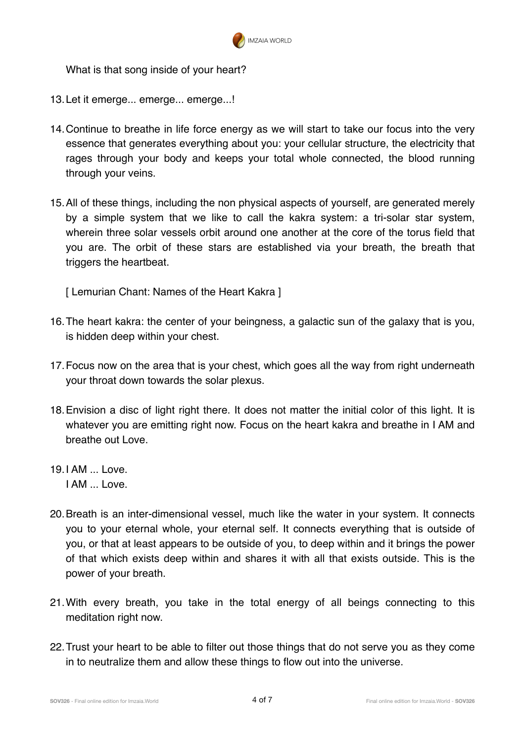What is that song inside of your heart?

13. Let it emerge... emerge... emerge...!

14. Continue to breathe in life force energy as we will start to take our focus into the very essence that generates everything about you: your cellular structure, the electricity that rages through your body and keeps your total whole connected, the blood running through your veins.

15. All of these things, including the non physical aspects of yourself, are generated merely by a simple system that we like to call the kakra system: a tri-solar star system, wherein three solar vessels orbit around one another at the core of the torus field that you are. The orbit of these stars are established via your breath, the breath that triggers the heartbeat.

    [ Lemurian Chant: Names of the Heart Kakra ]

16. The heart kakra: the center of your beingness, a galactic sun of the galaxy that is you, is hidden deep within your chest.

17. Focus now on the area that is your chest, which goes all the way from right underneath your throat down towards the solar plexus.

18. Envision a disc of light right there. It does not matter the initial color of this light. It is whatever you are emitting right now. Focus on the heart kakra and breathe in I AM and breathe out Love.

19. I AM ... Love.
    I AM ... Love.

20. Breath is an inter-dimensional vessel, much like the water in your system. It connects you to your eternal whole, your eternal self. It connects everything that is outside of you, or that at least appears to be outside of you, to deep within and it brings the power of that which exists deep within and shares it with all that exists outside. This is the power of your breath.

21. With every breath, you take in the total energy of all beings connecting to this meditation right now.

22. Trust your heart to be able to filter out those things that do not serve you as they come in to neutralize them and allow these things to flow out into the universe.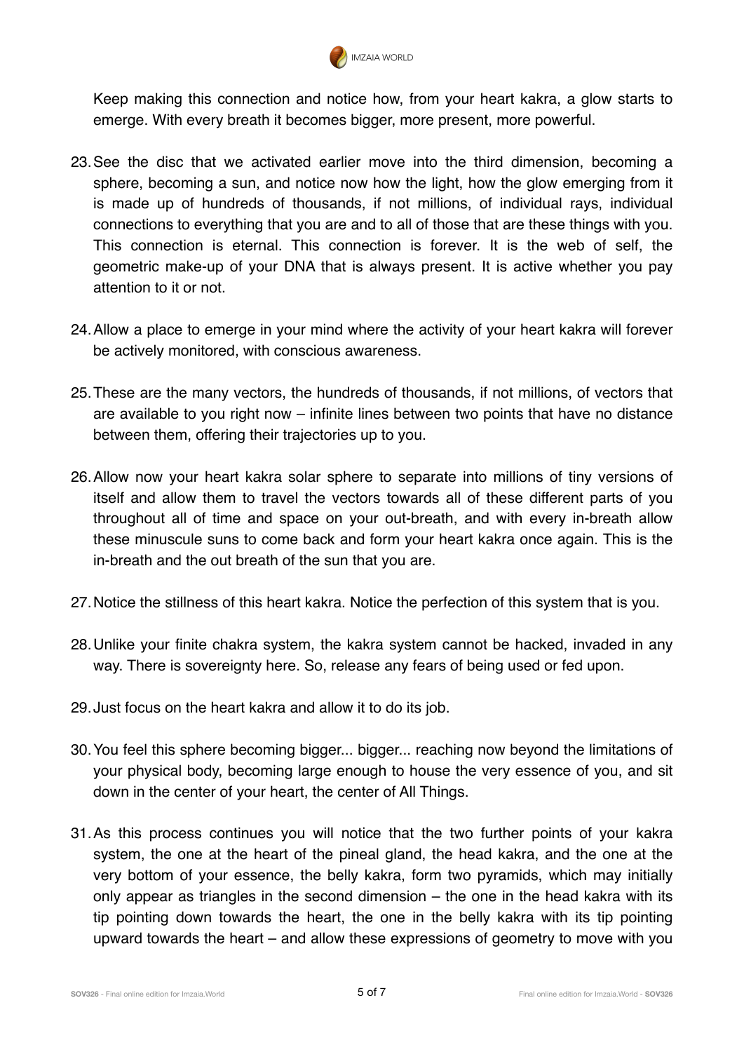Keep making this connection and notice how, from your heart kakra, a glow starts to emerge. With every breath it becomes bigger, more present, more powerful.

23. See the disc that we activated earlier move into the third dimension, becoming a sphere, becoming a sun, and notice now how the light, how the glow emerging from it is made up of hundreds of thousands, if not millions, of individual rays, individual connections to everything that you are and to all of those that are these things with you. This connection is eternal. This connection is forever. It is the web of self, the geometric make-up of your DNA that is always present. It is active whether you pay attention to it or not.

24. Allow a place to emerge in your mind where the activity of your heart kakra will forever be actively monitored, with conscious awareness.

25. These are the many vectors, the hundreds of thousands, if not millions, of vectors that are available to you right now – infinite lines between two points that have no distance between them, offering their trajectories up to you.

26. Allow now your heart kakra solar sphere to separate into millions of tiny versions of itself and allow them to travel the vectors towards all of these different parts of you throughout all of time and space on your out-breath, and with every in-breath allow these minuscule suns to come back and form your heart kakra once again. This is the in-breath and the out breath of the sun that you are.

27. Notice the stillness of this heart kakra. Notice the perfection of this system that is you.

28. Unlike your finite chakra system, the kakra system cannot be hacked, invaded in any way. There is sovereignty here. So, release any fears of being used or fed upon.

29. Just focus on the heart kakra and allow it to do its job.

30. You feel this sphere becoming bigger... bigger... reaching now beyond the limitations of your physical body, becoming large enough to house the very essence of you, and sit down in the center of your heart, the center of All Things.

31. As this process continues you will notice that the two further points of your kakra system, the one at the heart of the pineal gland, the head kakra, and the one at the very bottom of your essence, the belly kakra, form two pyramids, which may initially only appear as triangles in the second dimension – the one in the head kakra with its tip pointing down towards the heart, the one in the belly kakra with its tip pointing upward towards the heart – and allow these expressions of geometry to move with you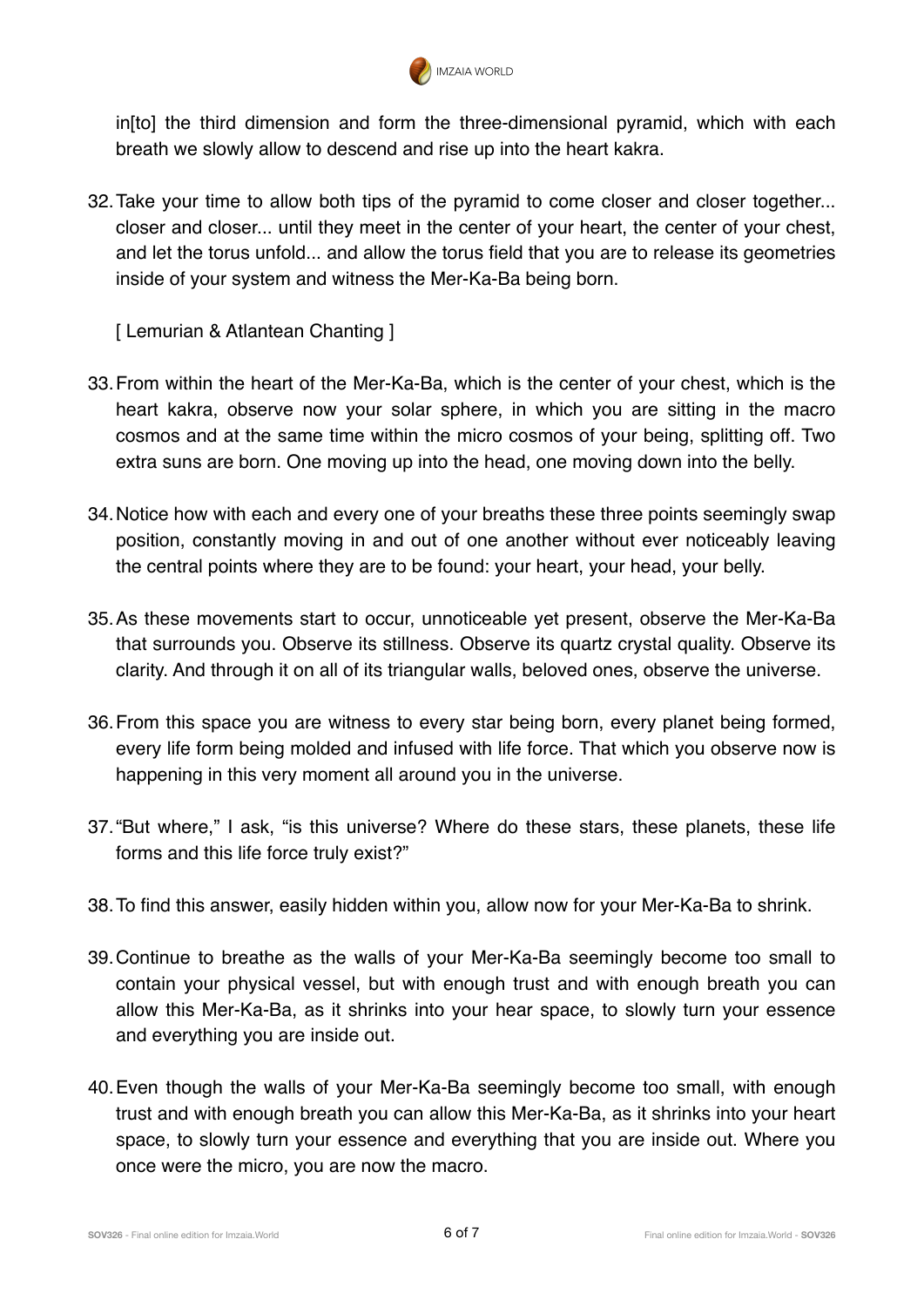in[to] the third dimension and form the three-dimensional pyramid, which with each breath we slowly allow to descend and rise up into the heart kakra.

32. Take your time to allow both tips of the pyramid to come closer and closer together... closer and closer... until they meet in the center of your heart, the center of your chest, and let the torus unfold... and allow the torus field that you are to release its geometries inside of your system and witness the Mer-Ka-Ba being born.

    [ Lemurian & Atlantean Chanting ]

33. From within the heart of the Mer-Ka-Ba, which is the center of your chest, which is the heart kakra, observe now your solar sphere, in which you are sitting in the macro cosmos and at the same time within the micro cosmos of your being, splitting off. Two extra suns are born. One moving up into the head, one moving down into the belly.

34. Notice how with each and every one of your breaths these three points seemingly swap position, constantly moving in and out of one another without ever noticeably leaving the central points where they are to be found: your heart, your head, your belly.

35. As these movements start to occur, unnoticeable yet present, observe the Mer-Ka-Ba that surrounds you. Observe its stillness. Observe its quartz crystal quality. Observe its clarity. And through it on all of its triangular walls, beloved ones, observe the universe.

36. From this space you are witness to every star being born, every planet being formed, every life form being molded and infused with life force. That which you observe now is happening in this very moment all around you in the universe.

37. "But where," I ask, "is this universe? Where do these stars, these planets, these life forms and this life force truly exist?"

38. To find this answer, easily hidden within you, allow now for your Mer-Ka-Ba to shrink.

39. Continue to breathe as the walls of your Mer-Ka-Ba seemingly become too small to contain your physical vessel, but with enough trust and with enough breath you can allow this Mer-Ka-Ba, as it shrinks into your hear space, to slowly turn your essence and everything you are inside out.

40. Even though the walls of your Mer-Ka-Ba seemingly become too small, with enough trust and with enough breath you can allow this Mer-Ka-Ba, as it shrinks into your heart space, to slowly turn your essence and everything that you are inside out. Where you once were the micro, you are now the macro.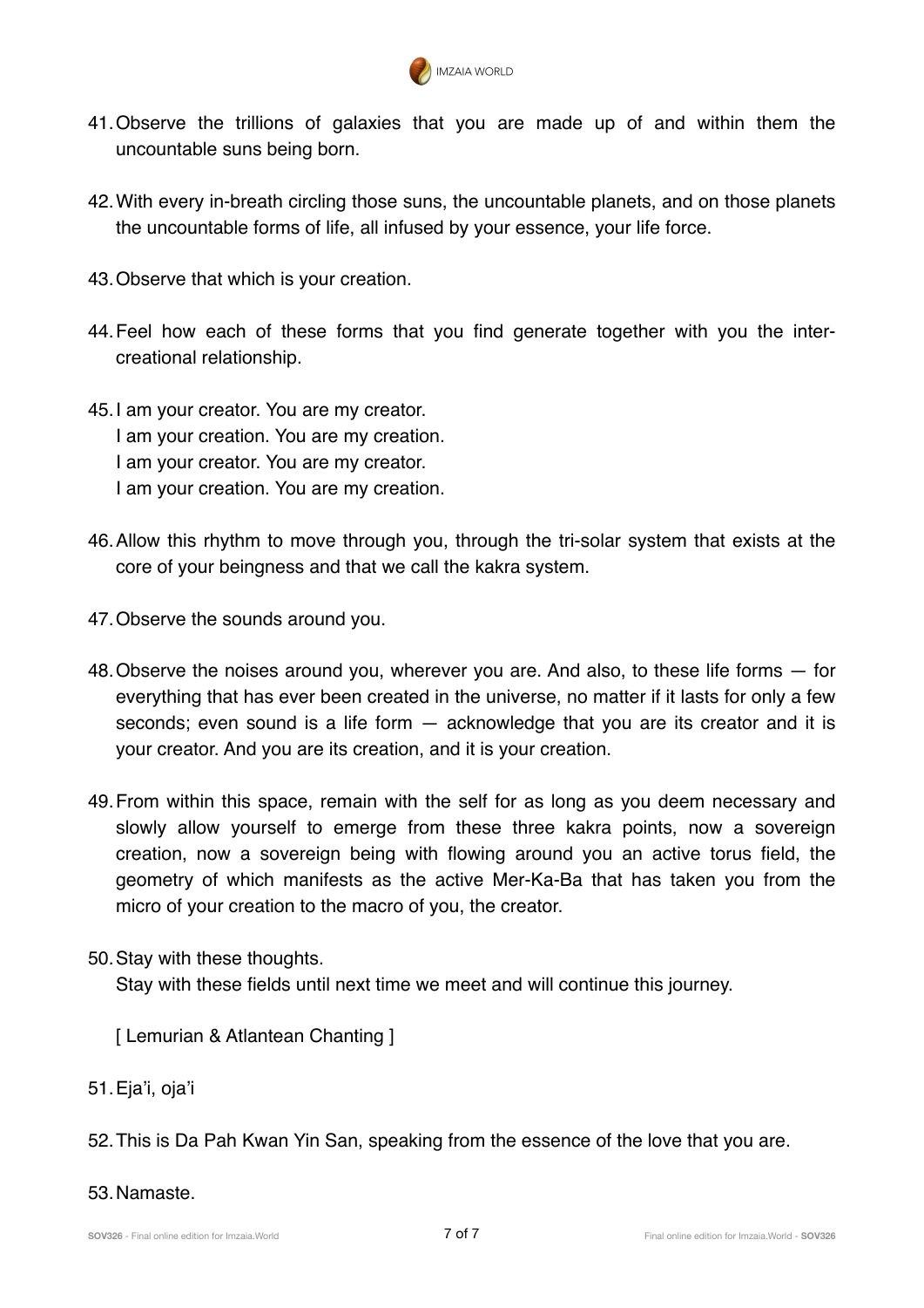41. Observe the trillions of galaxies that you are made up of and within them the uncountable suns being born.

42. With every in-breath circling those suns, the uncountable planets, and on those planets the uncountable forms of life, all infused by your essence, your life force.

43. Observe that which is your creation.

44. Feel how each of these forms that you find generate together with you the inter-creational relationship.

45. I am your creator. You are my creator.
    I am your creation. You are my creation.
    I am your creator. You are my creator.
    I am your creation. You are my creation.

46. Allow this rhythm to move through you, through the tri-solar system that exists at the core of your beingness and that we call the kakra system.

47. Observe the sounds around you.

48. Observe the noises around you, wherever you are. And also, to these life forms — for everything that has ever been created in the universe, no matter if it lasts for only a few seconds; even sound is a life form — acknowledge that you are its creator and it is your creator. And you are its creation, and it is your creation.

49. From within this space, remain with the self for as long as you deem necessary and slowly allow yourself to emerge from these three kakra points, now a sovereign creation, now a sovereign being with flowing around you an active torus field, the geometry of which manifests as the active Mer-Ka-Ba that has taken you from the micro of your creation to the macro of you, the creator.

50. Stay with these thoughts.
    Stay with these fields until next time we meet and will continue this journey.

    [ Lemurian & Atlantean Chanting ]

51. Eja'i, oja'i

52. This is Da Pah Kwan Yin San, speaking from the essence of the love that you are.

53. Namaste.